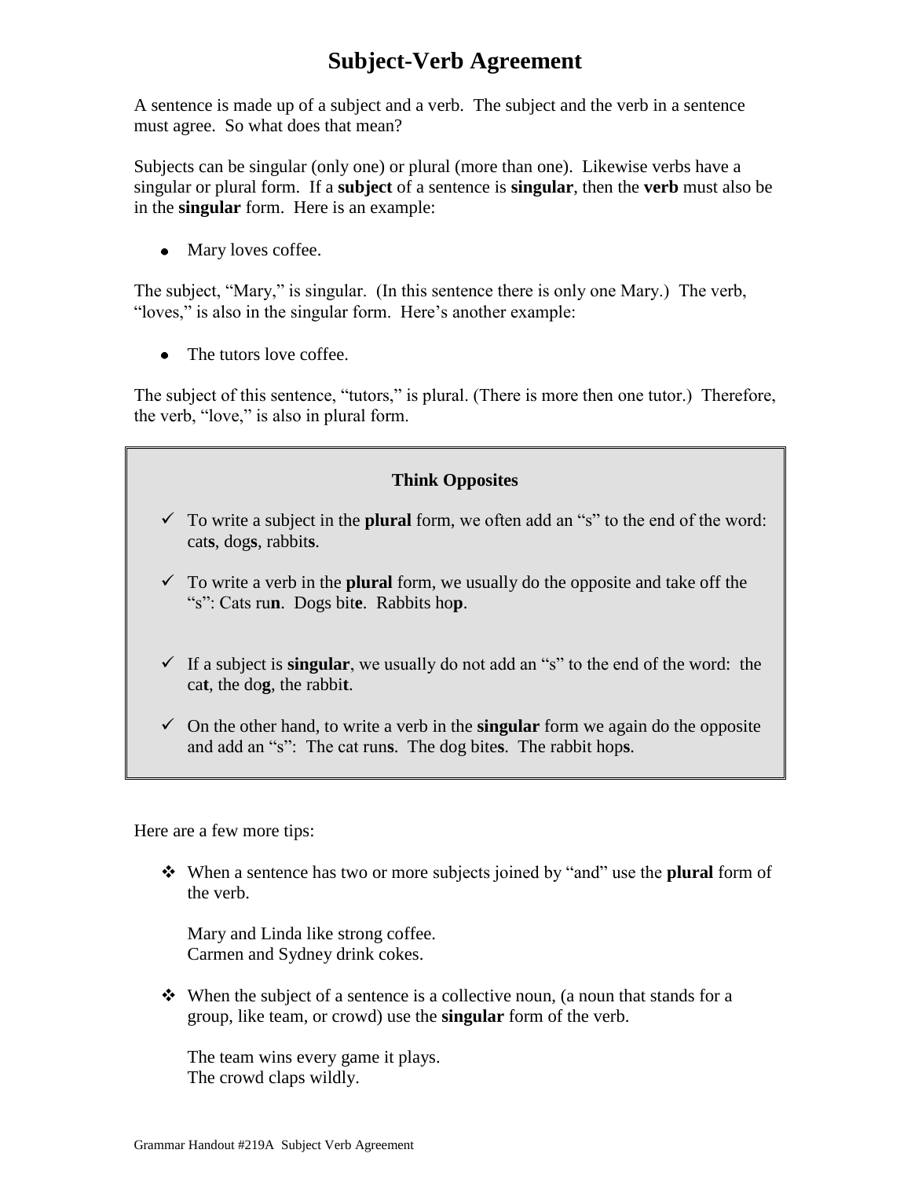# Subject-Verb Agreement

A sentence is made up of a subject and a verb. The subject and the verb in a sentence must agree. So what does that mean?

Subjects can be singular (only one) or plural (more than one). Likewise verbs have a singular or plural form. If a **subject** of a sentence is **singular**, then the **verb** must also be in the **singular** form. Here is an example:

- Mary loves coffee.

The subject, "Mary," is singular. (In this sentence there is only one Mary.) The verb, "loves," is also in the singular form. Here's another example:

- The tutors love coffee.

The subject of this sentence, "tutors," is plural. (There is more then one tutor.) Therefore, the verb, "love," is also in plural form.

**Think Opposites**

- ✓ To write a subject in the **plural** form, we often add an "s" to the end of the word: cat**s**, dog**s**, rabbit**s**.
- ✓ To write a verb in the **plural** form, we usually do the opposite and take off the "s": Cats ru**n**. Dogs bit**e**. Rabbits ho**p**.
- ✓ If a subject is **singular**, we usually do not add an "s" to the end of the word: the ca**t**, the do**g**, the rabbi**t**.
- ✓ On the other hand, to write a verb in the **singular** form we again do the opposite and add an "s": The cat run**s**. The dog bite**s**. The rabbit hop**s**.

Here are a few more tips:

- ❖ When a sentence has two or more subjects joined by "and" use the **plural** form of the verb.

  Mary and Linda like strong coffee.
  Carmen and Sydney drink cokes.

- ❖ When the subject of a sentence is a collective noun, (a noun that stands for a group, like team, or crowd) use the **singular** form of the verb.

  The team wins every game it plays.
  The crowd claps wildly.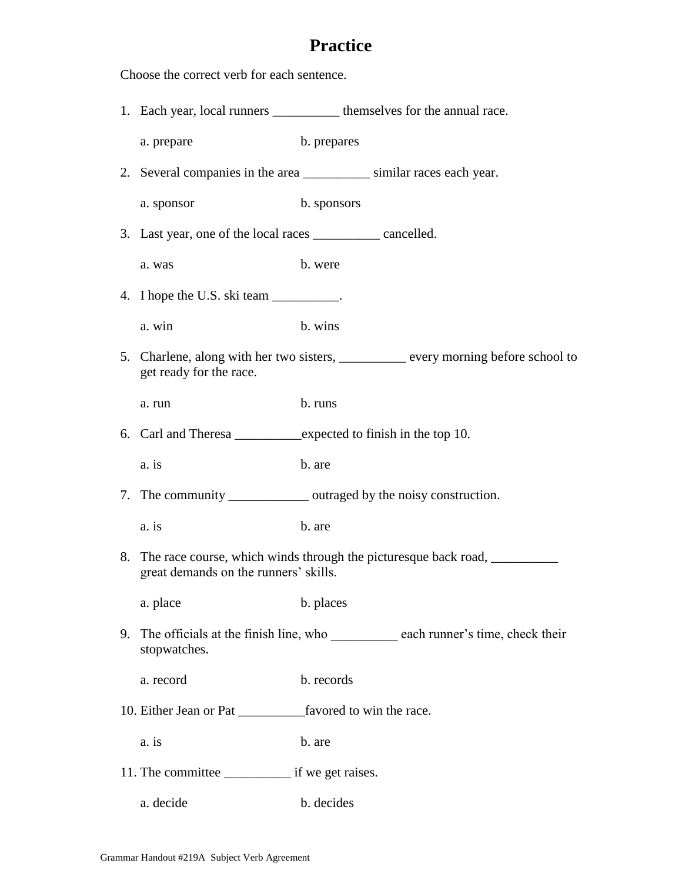# Practice

Choose the correct verb for each sentence.

1. Each year, local runners __________ themselves for the annual race.

   a. prepare　　　　b. prepares

2. Several companies in the area __________ similar races each year.

   a. sponsor　　　　b. sponsors

3. Last year, one of the local races __________ cancelled.

   a. was　　　　b. were

4. I hope the U.S. ski team __________.

   a. win　　　　b. wins

5. Charlene, along with her two sisters, __________ every morning before school to get ready for the race.

   a. run　　　　b. runs

6. Carl and Theresa __________expected to finish in the top 10.

   a. is　　　　b. are

7. The community ____________ outraged by the noisy construction.

   a. is　　　　b. are

8. The race course, which winds through the picturesque back road, __________ great demands on the runners' skills.

   a. place　　　　b. places

9. The officials at the finish line, who __________ each runner's time, check their stopwatches.

   a. record　　　　b. records

10. Either Jean or Pat __________favored to win the race.

    a. is　　　　b. are

11. The committee __________ if we get raises.

    a. decide　　　　b. decides

Grammar Handout #219A Subject Verb Agreement